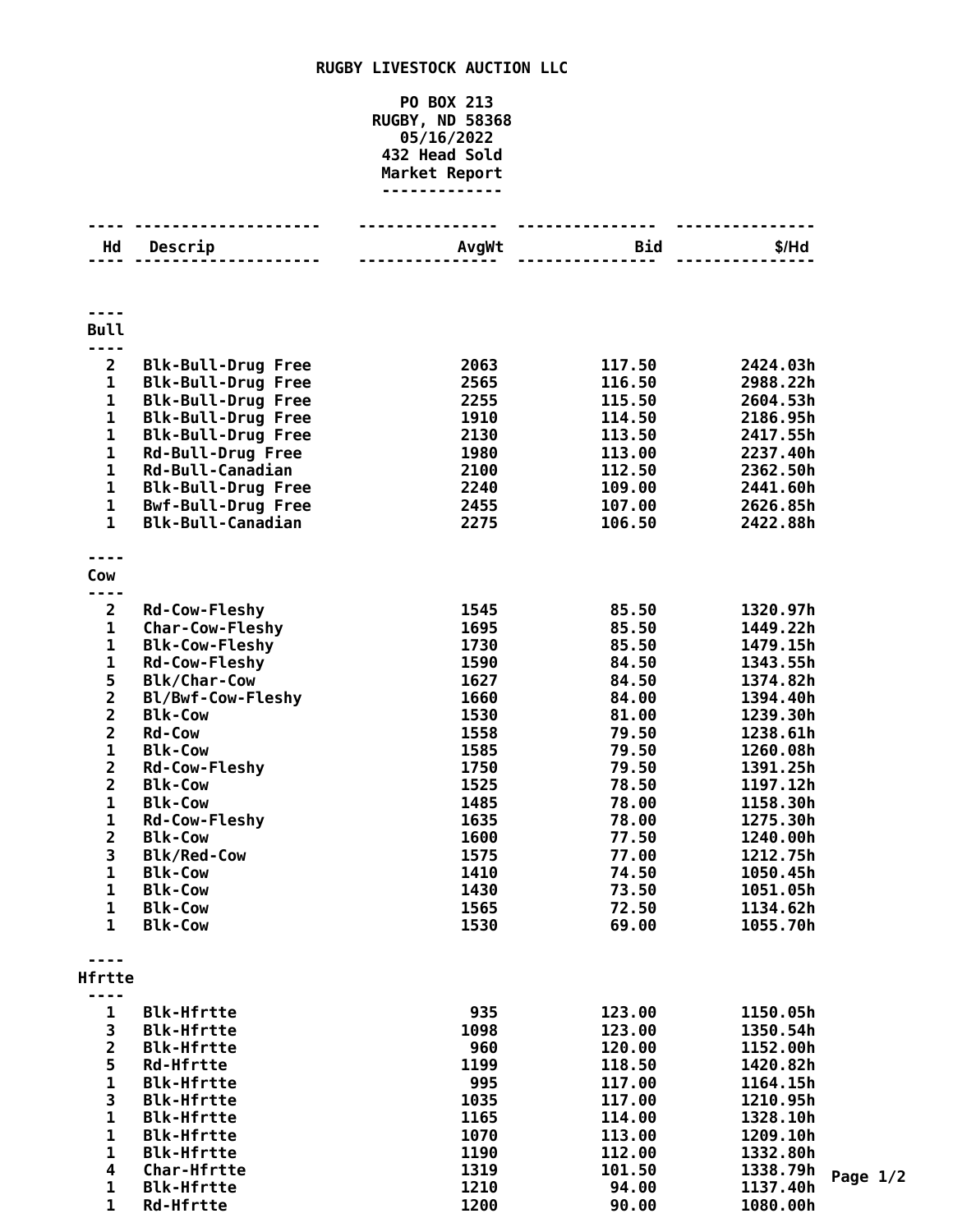# RUGBY LIVESTOCK AUCTION LLC

PO BOX 213
RUGBY, ND 58368
05/16/2022
432 Head Sold
Market Report

| Hd | Descrip | AvgWt | Bid | $/Hd |
|---|---|---|---|---|
| **Bull** | | | | |
| 2 | Blk-Bull-Drug Free | 2063 | 117.50 | 2424.03h |
| 1 | Blk-Bull-Drug Free | 2565 | 116.50 | 2988.22h |
| 1 | Blk-Bull-Drug Free | 2255 | 115.50 | 2604.53h |
| 1 | Blk-Bull-Drug Free | 1910 | 114.50 | 2186.95h |
| 1 | Blk-Bull-Drug Free | 2130 | 113.50 | 2417.55h |
| 1 | Rd-Bull-Drug Free | 1980 | 113.00 | 2237.40h |
| 1 | Rd-Bull-Canadian | 2100 | 112.50 | 2362.50h |
| 1 | Blk-Bull-Drug Free | 2240 | 109.00 | 2441.60h |
| 1 | Bwf-Bull-Drug Free | 2455 | 107.00 | 2626.85h |
| 1 | Blk-Bull-Canadian | 2275 | 106.50 | 2422.88h |
| **Cow** | | | | |
| 2 | Rd-Cow-Fleshy | 1545 | 85.50 | 1320.97h |
| 1 | Char-Cow-Fleshy | 1695 | 85.50 | 1449.22h |
| 1 | Blk-Cow-Fleshy | 1730 | 85.50 | 1479.15h |
| 1 | Rd-Cow-Fleshy | 1590 | 84.50 | 1343.55h |
| 5 | Blk/Char-Cow | 1627 | 84.50 | 1374.82h |
| 2 | Bl/Bwf-Cow-Fleshy | 1660 | 84.00 | 1394.40h |
| 2 | Blk-Cow | 1530 | 81.00 | 1239.30h |
| 2 | Rd-Cow | 1558 | 79.50 | 1238.61h |
| 1 | Blk-Cow | 1585 | 79.50 | 1260.08h |
| 2 | Rd-Cow-Fleshy | 1750 | 79.50 | 1391.25h |
| 2 | Blk-Cow | 1525 | 78.50 | 1197.12h |
| 1 | Blk-Cow | 1485 | 78.00 | 1158.30h |
| 1 | Rd-Cow-Fleshy | 1635 | 78.00 | 1275.30h |
| 2 | Blk-Cow | 1600 | 77.50 | 1240.00h |
| 3 | Blk/Red-Cow | 1575 | 77.00 | 1212.75h |
| 1 | Blk-Cow | 1410 | 74.50 | 1050.45h |
| 1 | Blk-Cow | 1430 | 73.50 | 1051.05h |
| 1 | Blk-Cow | 1565 | 72.50 | 1134.62h |
| 1 | Blk-Cow | 1530 | 69.00 | 1055.70h |
| **Hfrtte** | | | | |
| 1 | Blk-Hfrtte | 935 | 123.00 | 1150.05h |
| 3 | Blk-Hfrtte | 1098 | 123.00 | 1350.54h |
| 2 | Blk-Hfrtte | 960 | 120.00 | 1152.00h |
| 5 | Rd-Hfrtte | 1199 | 118.50 | 1420.82h |
| 1 | Blk-Hfrtte | 995 | 117.00 | 1164.15h |
| 3 | Blk-Hfrtte | 1035 | 117.00 | 1210.95h |
| 1 | Blk-Hfrtte | 1165 | 114.00 | 1328.10h |
| 1 | Blk-Hfrtte | 1070 | 113.00 | 1209.10h |
| 1 | Blk-Hfrtte | 1190 | 112.00 | 1332.80h |
| 4 | Char-Hfrtte | 1319 | 101.50 | 1338.79h |
| 1 | Blk-Hfrtte | 1210 | 94.00 | 1137.40h |
| 1 | Rd-Hfrtte | 1200 | 90.00 | 1080.00h |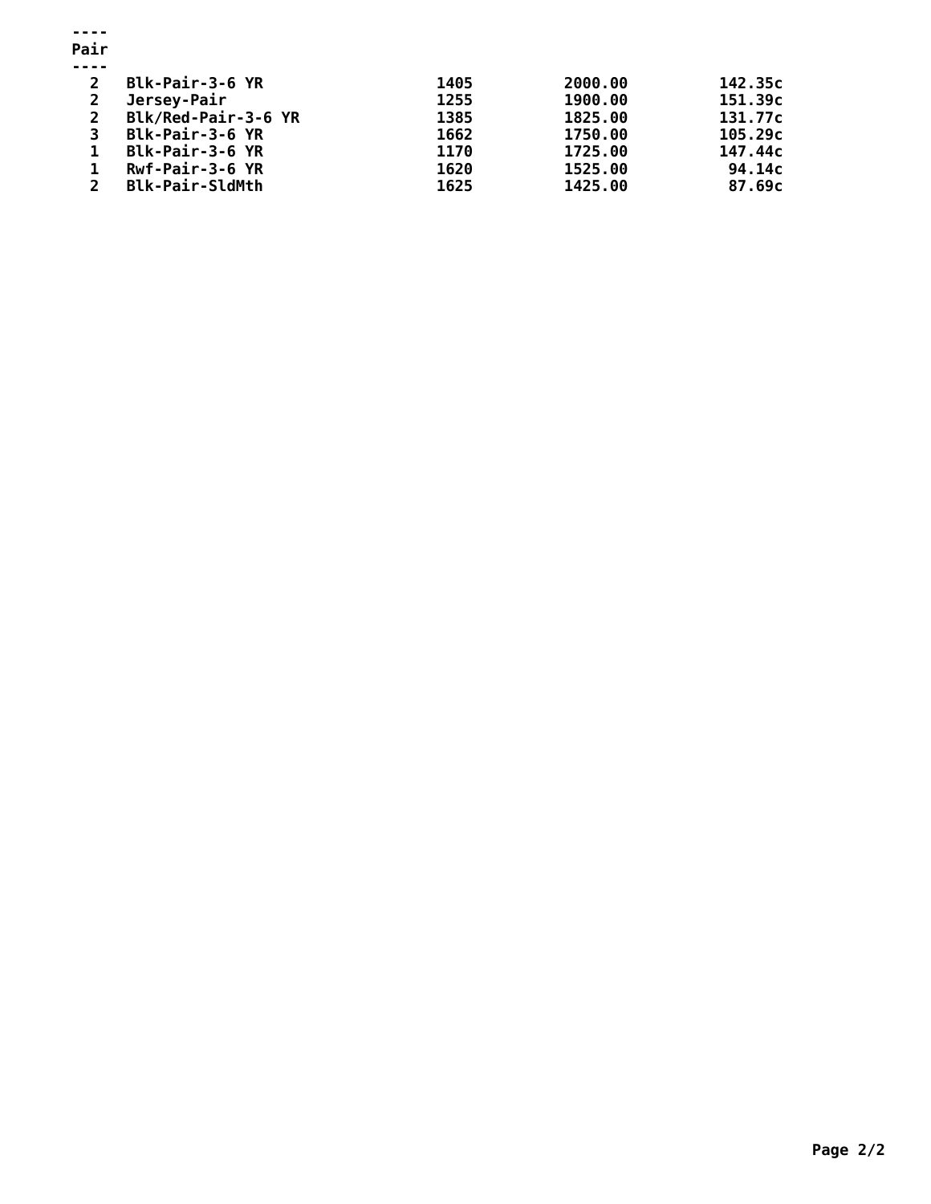----
Pair
----

| | | | | |
|---|---|---|---|---|
| 2 | Blk-Pair-3-6 YR | 1405 | 2000.00 | 142.35c |
| 2 | Jersey-Pair | 1255 | 1900.00 | 151.39c |
| 2 | Blk/Red-Pair-3-6 YR | 1385 | 1825.00 | 131.77c |
| 3 | Blk-Pair-3-6 YR | 1662 | 1750.00 | 105.29c |
| 1 | Blk-Pair-3-6 YR | 1170 | 1725.00 | 147.44c |
| 1 | Rwf-Pair-3-6 YR | 1620 | 1525.00 | 94.14c |
| 2 | Blk-Pair-SldMth | 1625 | 1425.00 | 87.69c |